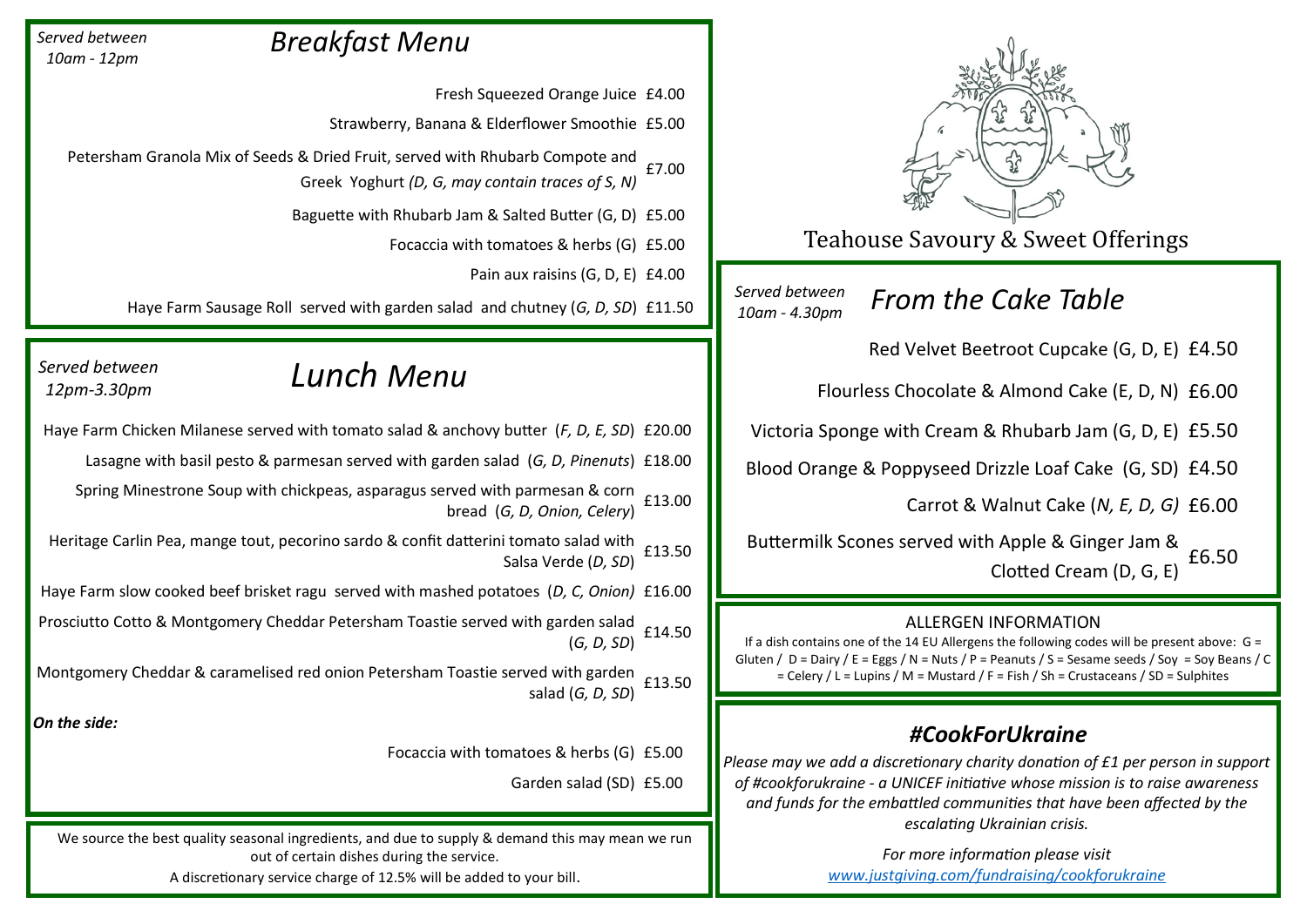*Served between 10am - 12pm*

# *Breakfast Menu*

- Fresh Squeezed Orange Juice £4.00
- Strawberry, Banana & Elderflower Smoothie £5.00
- Petersham Granola Mix of Seeds & Dried Fruit, served with Rhubarb Compote and Greek Yoghurt *(D, G, may contain traces of S, N)* £7.00
- Baguette with Rhubarb Jam & Salted Butter (G, D) £5.00
- Focaccia with tomatoes & herbs (G) £5.00
- Pain aux raisins (G, D, E) £4.00
- Haye Farm Sausage Roll served with garden salad and chutney (*G, D, SD*) £11.50

*Served between 12pm-3.30pm*

# *Lunch Menu*

- Haye Farm Chicken Milanese served with tomato salad & anchovy butter (*F, D, E, SD*) £20.00
- Lasagne with basil pesto & parmesan served with garden salad (*G, D, Pinenuts*) £18.00
- Spring Minestrone Soup with chickpeas, asparagus served with parmesan & corn bread (*G, D, Onion, Celery*) £13.00
- Heritage Carlin Pea, mange tout, pecorino sardo & confit datterini tomato salad with Salsa Verde (*D, SD*) £13.50
- Haye Farm slow cooked beef brisket ragu served with mashed potatoes (*D, C, Onion)* £16.00
- Prosciutto Cotto & Montgomery Cheddar Petersham Toastie served with garden salad (*G, D, SD*) £14.50
- Montgomery Cheddar & caramelised red onion Petersham Toastie served with garden salad (*G, D, SD*) £13.50

***On the side:***

- Focaccia with tomatoes & herbs (G) £5.00
- Garden salad (SD) £5.00

We source the best quality seasonal ingredients, and due to supply & demand this may mean we run out of certain dishes during the service.
A discretionary service charge of 12.5% will be added to your bill.

## Teahouse Savoury & Sweet Offerings

*Served between 10am - 4.30pm*

# *From the Cake Table*

- Red Velvet Beetroot Cupcake (G, D, E) £4.50
- Flourless Chocolate & Almond Cake (E, D, N) £6.00
- Victoria Sponge with Cream & Rhubarb Jam (G, D, E) £5.50
- Blood Orange & Poppyseed Drizzle Loaf Cake (G, SD) £4.50
- Carrot & Walnut Cake (*N, E, D, G)* £6.00
- Buttermilk Scones served with Apple & Ginger Jam & Clotted Cream (D, G, E) £6.50

### ALLERGEN INFORMATION

If a dish contains one of the 14 EU Allergens the following codes will be present above: G = Gluten / D = Dairy / E = Eggs / N = Nuts / P = Peanuts / S = Sesame seeds / Soy = Soy Beans / C = Celery / L = Lupins / M = Mustard / F = Fish / Sh = Crustaceans / SD = Sulphites

## *#CookForUkraine*

*Please may we add a discretionary charity donation of £1 per person in support of #cookforukraine - a UNICEF initiative whose mission is to raise awareness and funds for the embattled communities that have been affected by the escalating Ukrainian crisis.*

*For more information please visit [www.justgiving.com/fundraising/cookforukraine](http://www.justgiving.com/fundraising/cookforukraine)*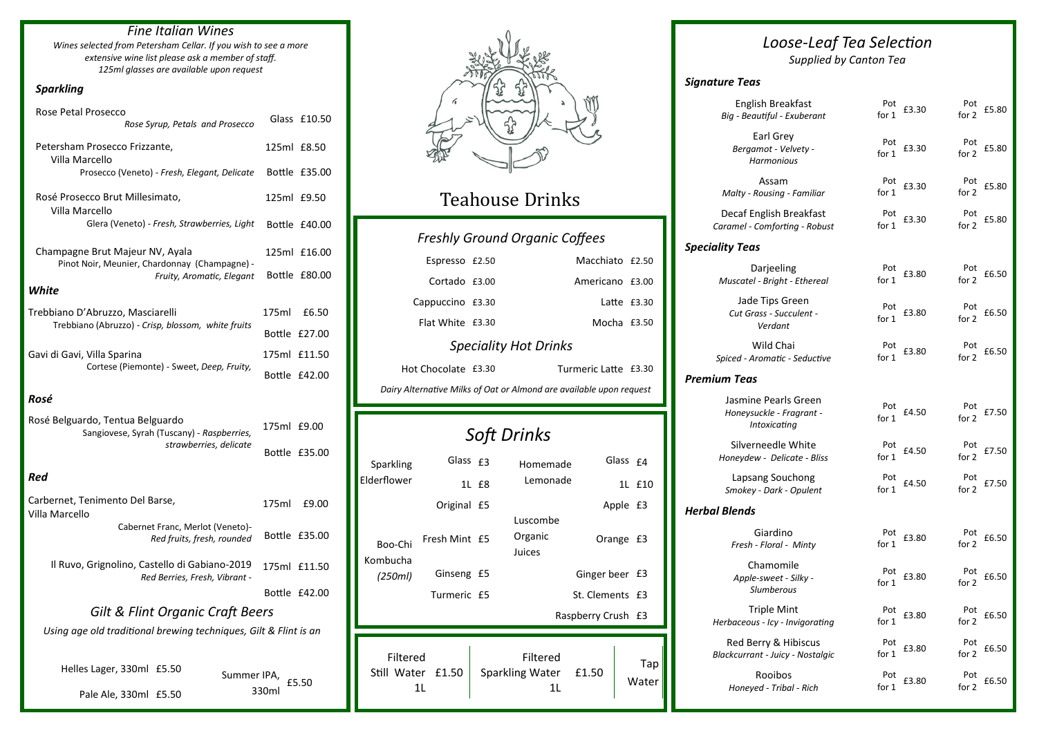# Fine Italian Wines

*Wines selected from Petersham Cellar. If you wish to see a more extensive wine list please ask a member of staff.*
*125ml glasses are available upon request*

### Sparkling

| | | |
|---|---|---|
| Rose Petal Prosecco<br>*Rose Syrup, Petals and Prosecco* | Glass | £10.50 |
| Petersham Prosecco Frizzante, Villa Marcello | 125ml | £8.50 |
| Prosecco (Veneto) - *Fresh, Elegant, Delicate* | Bottle | £35.00 |
| Rosé Prosecco Brut Millesimato, Villa Marcello | 125ml | £9.50 |
| Glera (Veneto) - *Fresh, Strawberries, Light* | Bottle | £40.00 |
| Champagne Brut Majeur NV, Ayala | 125ml | £16.00 |
| Pinot Noir, Meunier, Chardonnay (Champagne) - *Fruity, Aromatic, Elegant* | Bottle | £80.00 |

### White

| | | |
|---|---|---|
| Trebbiano D'Abruzzo, Masciarelli | 175ml | £6.50 |
| Trebbiano (Abruzzo) - *Crisp, blossom, white fruits* | Bottle | £27.00 |
| Gavi di Gavi, Villa Sparina | 175ml | £11.50 |
| Cortese (Piemonte) - Sweet, *Deep, Fruity,* | Bottle | £42.00 |

### Rosé

| | | |
|---|---|---|
| Rosé Belguardo, Tentua Belguardo | 175ml | £9.00 |
| Sangiovese, Syrah (Tuscany) - *Raspberries, strawberries, delicate* | Bottle | £35.00 |

### Red

| | | |
|---|---|---|
| Carbernet, Tenimento Del Barse, Villa Marcello | 175ml | £9.00 |
| Cabernet Franc, Merlot (Veneto)- *Red fruits, fresh, rounded* | Bottle | £35.00 |
| Il Ruvo, Grignolino, Castello di Gabiano-2019 | 175ml | £11.50 |
| *Red Berries, Fresh, Vibrant -* | Bottle | £42.00 |

## Gilt & Flint Organic Craft Beers

*Using age old traditional brewing techniques, Gilt & Flint is an*

- Helles Lager, 330ml £5.50
- Pale Ale, 330ml £5.50
- Summer IPA, 330ml £5.50

# Teahouse Drinks

## Freshly Ground Organic Coffees

| | | | |
|---|---|---|---|
| Espresso | £2.50 | Macchiato | £2.50 |
| Cortado | £3.00 | Americano | £3.00 |
| Cappuccino | £3.30 | Latte | £3.30 |
| Flat White | £3.30 | Mocha | £3.50 |

## Speciality Hot Drinks

| | | | |
|---|---|---|---|
| Hot Chocolate | £3.30 | Turmeric Latte | £3.30 |

*Dairy Alternative Milks of Oat or Almond are available upon request*

## Soft Drinks

| | | | | | |
|---|---|---|---|---|---|
| Sparkling Elderflower | Glass | £3 | Homemade Lemonade | Glass | £4 |
| | 1L | £8 | | 1L | £10 |
| Boo-Chi Kombucha *(250ml)* | Original | £5 | Luscombe Organic Juices | Apple | £3 |
| | Fresh Mint | £5 | | Orange | £3 |
| | Ginseng | £5 | | Ginger beer | £3 |
| | Turmeric | £5 | | St. Clements | £3 |
| | | | | Raspberry Crush | £3 |

| | | |
|---|---|---|
| Filtered Still Water 1L £1.50 | Filtered Sparkling Water 1L £1.50 | Tap Water |

# Loose-Leaf Tea Selection

*Supplied by Canton Tea*

### Signature Teas

| | Pot for 1 | Pot for 2 |
|---|---|---|
| English Breakfast<br>*Big - Beautiful - Exuberant* | £3.30 | £5.80 |
| Earl Grey<br>*Bergamot - Velvety - Harmonious* | £3.30 | £5.80 |
| Assam<br>*Malty - Rousing - Familiar* | £3.30 | £5.80 |
| Decaf English Breakfast<br>*Caramel - Comforting - Robust* | £3.30 | £5.80 |

### Speciality Teas

| | Pot for 1 | Pot for 2 |
|---|---|---|
| Darjeeling<br>*Muscatel - Bright - Ethereal* | £3.80 | £6.50 |
| Jade Tips Green<br>*Cut Grass - Succulent - Verdant* | £3.80 | £6.50 |
| Wild Chai<br>*Spiced - Aromatic - Seductive* | £3.80 | £6.50 |

### Premium Teas

| | Pot for 1 | Pot for 2 |
|---|---|---|
| Jasmine Pearls Green<br>*Honeysuckle - Fragrant - Intoxicating* | £4.50 | £7.50 |
| Silverneedle White<br>*Honeydew - Delicate - Bliss* | £4.50 | £7.50 |
| Lapsang Souchong<br>*Smokey - Dark - Opulent* | £4.50 | £7.50 |

### Herbal Blends

| | Pot for 1 | Pot for 2 |
|---|---|---|
| Giardino<br>*Fresh - Floral - Minty* | £3.80 | £6.50 |
| Chamomile<br>*Apple-sweet - Silky - Slumberous* | £3.80 | £6.50 |
| Triple Mint<br>*Herbaceous - Icy - Invigorating* | £3.80 | £6.50 |
| Red Berry & Hibiscus<br>*Blackcurrant - Juicy - Nostalgic* | £3.80 | £6.50 |
| Rooibos<br>*Honeyed - Tribal - Rich* | £3.80 | £6.50 |